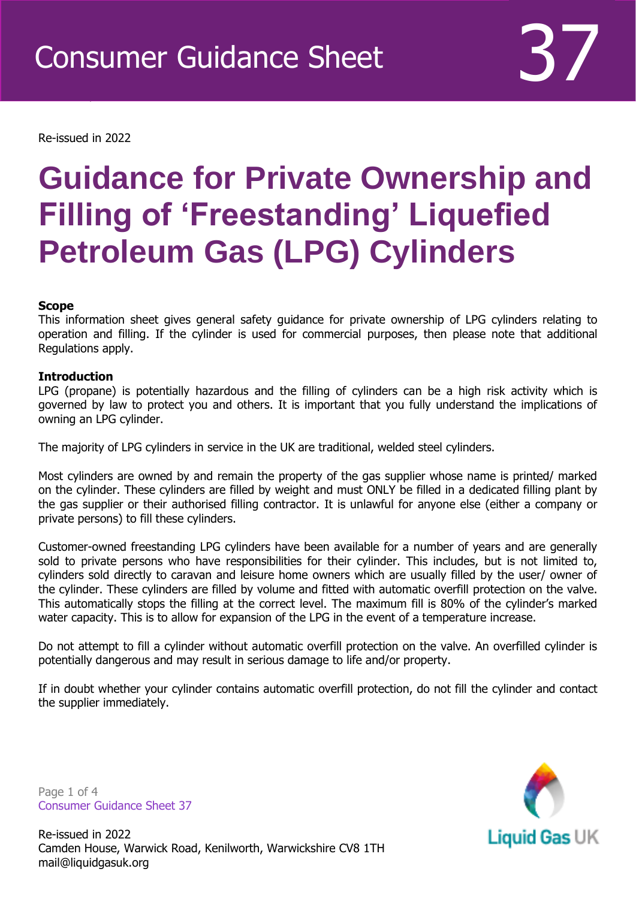Consumer Guidance Sheet 37

Re-issued in 2022

# Guidance for Private Ownership and Filling of 'Freestanding' Liquefied Petroleum Gas (LPG) Cylinders

**Scope**

This information sheet gives general safety guidance for private ownership of LPG cylinders relating to operation and filling. If the cylinder is used for commercial purposes, then please note that additional Regulations apply.

**Introduction**

LPG (propane) is potentially hazardous and the filling of cylinders can be a high risk activity which is governed by law to protect you and others. It is important that you fully understand the implications of owning an LPG cylinder.

The majority of LPG cylinders in service in the UK are traditional, welded steel cylinders.

Most cylinders are owned by and remain the property of the gas supplier whose name is printed/ marked on the cylinder. These cylinders are filled by weight and must ONLY be filled in a dedicated filling plant by the gas supplier or their authorised filling contractor. It is unlawful for anyone else (either a company or private persons) to fill these cylinders.

Customer-owned freestanding LPG cylinders have been available for a number of years and are generally sold to private persons who have responsibilities for their cylinder. This includes, but is not limited to, cylinders sold directly to caravan and leisure home owners which are usually filled by the user/ owner of the cylinder. These cylinders are filled by volume and fitted with automatic overfill protection on the valve. This automatically stops the filling at the correct level. The maximum fill is 80% of the cylinder's marked water capacity. This is to allow for expansion of the LPG in the event of a temperature increase.

Do not attempt to fill a cylinder without automatic overfill protection on the valve. An overfilled cylinder is potentially dangerous and may result in serious damage to life and/or property.

If in doubt whether your cylinder contains automatic overfill protection, do not fill the cylinder and contact the supplier immediately.

Re-issued in 2022
Camden House, Warwick Road, Kenilworth, Warwickshire CV8 1TH
mail@liquidgasuk.org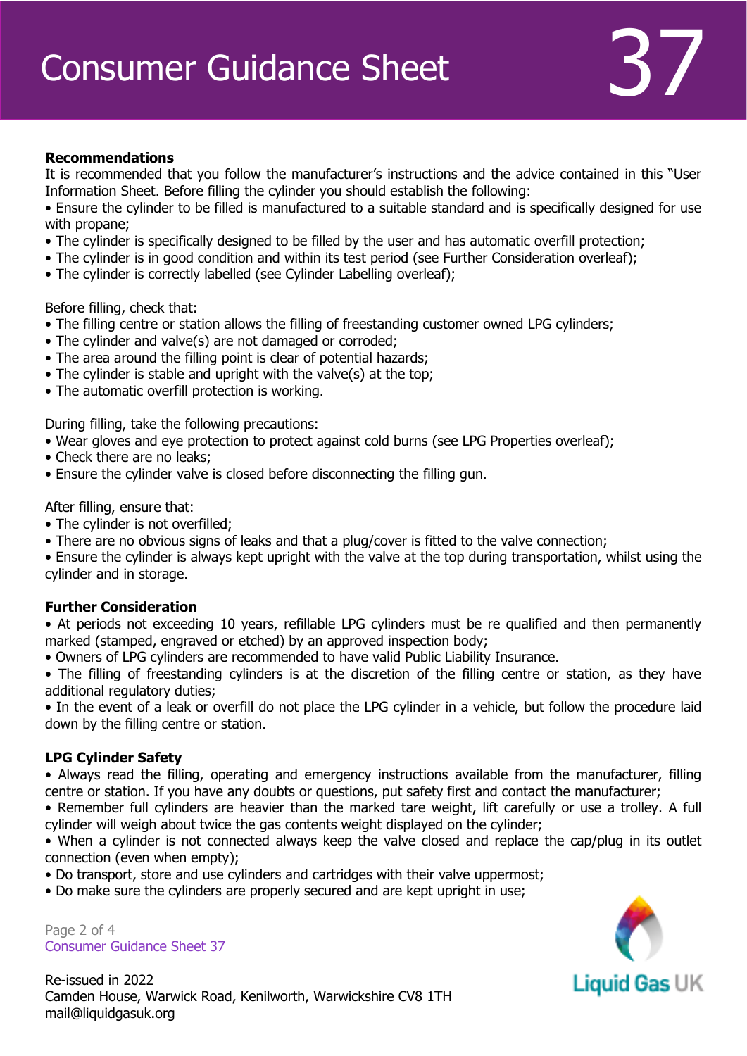### Recommendations

It is recommended that you follow the manufacturer's instructions and the advice contained in this "User Information Sheet. Before filling the cylinder you should establish the following:

- Ensure the cylinder to be filled is manufactured to a suitable standard and is specifically designed for use with propane;
- The cylinder is specifically designed to be filled by the user and has automatic overfill protection;
- The cylinder is in good condition and within its test period (see Further Consideration overleaf);
- The cylinder is correctly labelled (see Cylinder Labelling overleaf);

Before filling, check that:

- The filling centre or station allows the filling of freestanding customer owned LPG cylinders;
- The cylinder and valve(s) are not damaged or corroded;
- The area around the filling point is clear of potential hazards;
- The cylinder is stable and upright with the valve(s) at the top;
- The automatic overfill protection is working.

During filling, take the following precautions:

- Wear gloves and eye protection to protect against cold burns (see LPG Properties overleaf);
- Check there are no leaks;
- Ensure the cylinder valve is closed before disconnecting the filling gun.

After filling, ensure that:

- The cylinder is not overfilled;
- There are no obvious signs of leaks and that a plug/cover is fitted to the valve connection;
- Ensure the cylinder is always kept upright with the valve at the top during transportation, whilst using the cylinder and in storage.

### Further Consideration

- At periods not exceeding 10 years, refillable LPG cylinders must be re qualified and then permanently marked (stamped, engraved or etched) by an approved inspection body;
- Owners of LPG cylinders are recommended to have valid Public Liability Insurance.
- The filling of freestanding cylinders is at the discretion of the filling centre or station, as they have additional regulatory duties;
- In the event of a leak or overfill do not place the LPG cylinder in a vehicle, but follow the procedure laid down by the filling centre or station.

### LPG Cylinder Safety

- Always read the filling, operating and emergency instructions available from the manufacturer, filling centre or station. If you have any doubts or questions, put safety first and contact the manufacturer;
- Remember full cylinders are heavier than the marked tare weight, lift carefully or use a trolley. A full cylinder will weigh about twice the gas contents weight displayed on the cylinder;
- When a cylinder is not connected always keep the valve closed and replace the cap/plug in its outlet connection (even when empty);
- Do transport, store and use cylinders and cartridges with their valve uppermost;
- Do make sure the cylinders are properly secured and are kept upright in use;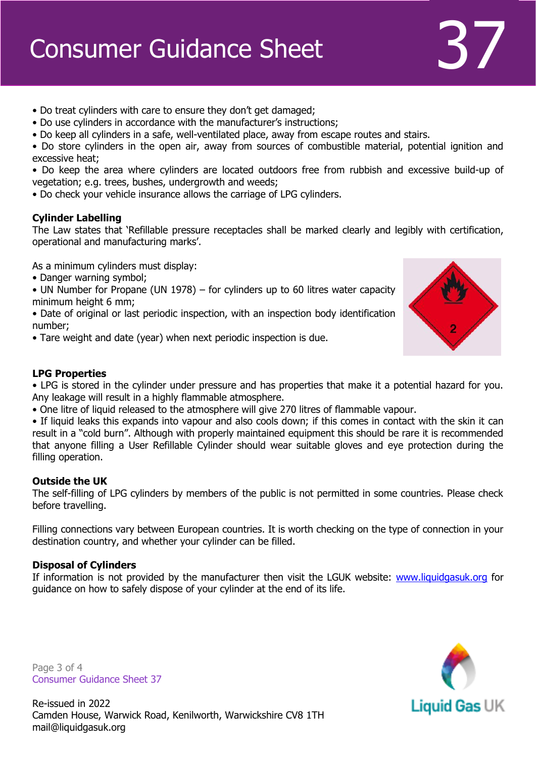- Do treat cylinders with care to ensure they don't get damaged;
- Do use cylinders in accordance with the manufacturer's instructions;
- Do keep all cylinders in a safe, well-ventilated place, away from escape routes and stairs.
- Do store cylinders in the open air, away from sources of combustible material, potential ignition and excessive heat;
- Do keep the area where cylinders are located outdoors free from rubbish and excessive build-up of vegetation; e.g. trees, bushes, undergrowth and weeds;
- Do check your vehicle insurance allows the carriage of LPG cylinders.

**Cylinder Labelling**

The Law states that 'Refillable pressure receptacles shall be marked clearly and legibly with certification, operational and manufacturing marks'.

As a minimum cylinders must display:

- Danger warning symbol;
- UN Number for Propane (UN 1978) – for cylinders up to 60 litres water capacity minimum height 6 mm;
- Date of original or last periodic inspection, with an inspection body identification number;
- Tare weight and date (year) when next periodic inspection is due.

**LPG Properties**

- LPG is stored in the cylinder under pressure and has properties that make it a potential hazard for you. Any leakage will result in a highly flammable atmosphere.
- One litre of liquid released to the atmosphere will give 270 litres of flammable vapour.
- If liquid leaks this expands into vapour and also cools down; if this comes in contact with the skin it can result in a "cold burn". Although with properly maintained equipment this should be rare it is recommended that anyone filling a User Refillable Cylinder should wear suitable gloves and eye protection during the filling operation.

**Outside the UK**

The self-filling of LPG cylinders by members of the public is not permitted in some countries. Please check before travelling.

Filling connections vary between European countries. It is worth checking on the type of connection in your destination country, and whether your cylinder can be filled.

**Disposal of Cylinders**

If information is not provided by the manufacturer then visit the LGUK website: [www.liquidgasuk.org](http://www.liquidgasuk.org) for guidance on how to safely dispose of your cylinder at the end of its life.

Re-issued in 2022
Camden House, Warwick Road, Kenilworth, Warwickshire CV8 1TH
mail@liquidgasuk.org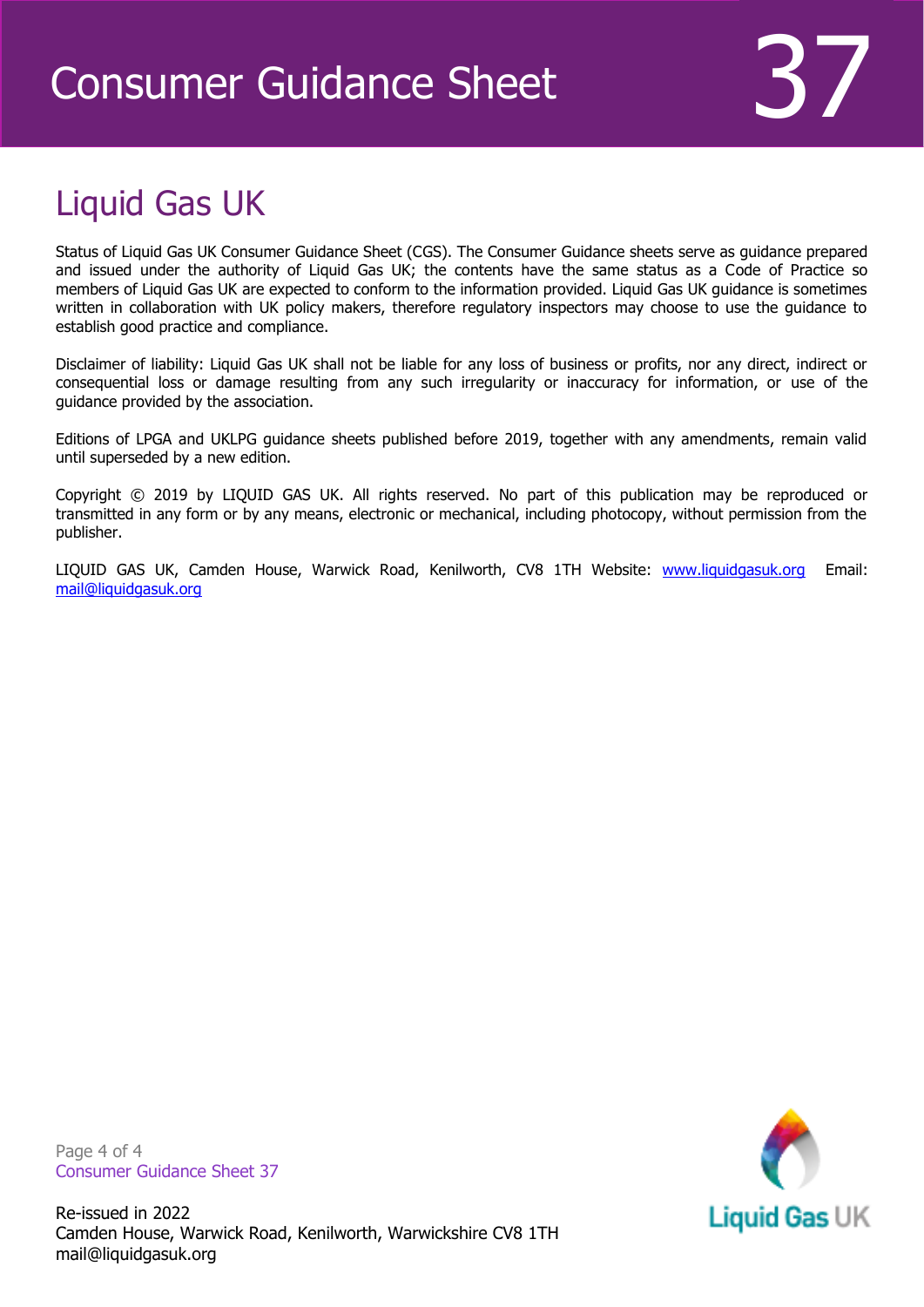## Liquid Gas UK

Status of Liquid Gas UK Consumer Guidance Sheet (CGS). The Consumer Guidance sheets serve as guidance prepared and issued under the authority of Liquid Gas UK; the contents have the same status as a Code of Practice so members of Liquid Gas UK are expected to conform to the information provided. Liquid Gas UK guidance is sometimes written in collaboration with UK policy makers, therefore regulatory inspectors may choose to use the guidance to establish good practice and compliance.

Disclaimer of liability: Liquid Gas UK shall not be liable for any loss of business or profits, nor any direct, indirect or consequential loss or damage resulting from any such irregularity or inaccuracy for information, or use of the guidance provided by the association.

Editions of LPGA and UKLPG guidance sheets published before 2019, together with any amendments, remain valid until superseded by a new edition.

Copyright © 2019 by LIQUID GAS UK. All rights reserved. No part of this publication may be reproduced or transmitted in any form or by any means, electronic or mechanical, including photocopy, without permission from the publisher.

LIQUID GAS UK, Camden House, Warwick Road, Kenilworth, CV8 1TH Website: www.liquidgasuk.org Email: mail@liquidgasuk.org

Re-issued in 2022
Camden House, Warwick Road, Kenilworth, Warwickshire CV8 1TH
mail@liquidgasuk.org